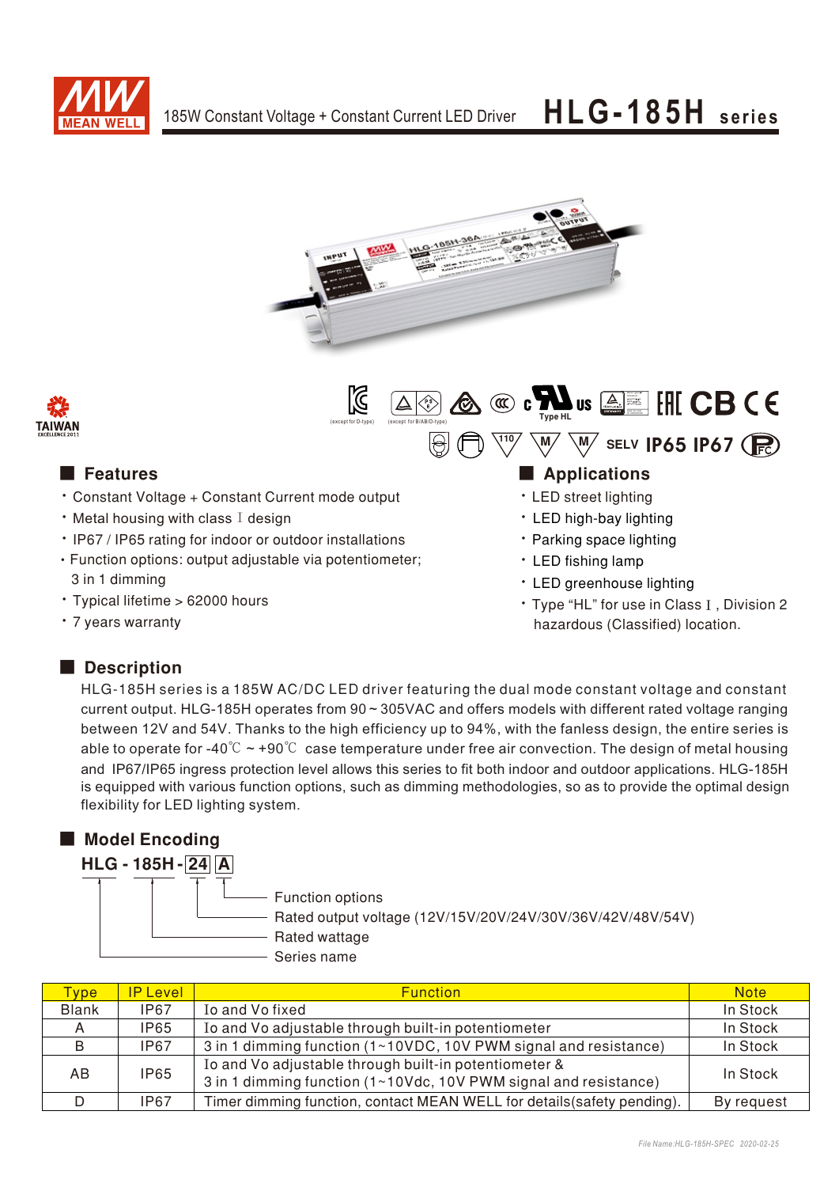# 185W Constant Voltage + Constant Current LED Driver

# HLG-185H series

(except for D-type) (except for B/AB/D-type)

SELV IP65 IP67

## Features

- Constant Voltage + Constant Current mode output
- Metal housing with class Ⅰ design
- IP67 / IP65 rating for indoor or outdoor installations
- Function options: output adjustable via potentiometer; 3 in 1 dimming
- Typical lifetime > 62000 hours
- 7 years warranty

## Applications

- LED street lighting
- LED high-bay lighting
- Parking space lighting
- LED fishing lamp
- LED greenhouse lighting
- Type "HL" for use in Class Ⅰ, Division 2 hazardous (Classified) location.

## Description

HLG-185H series is a 185W AC/DC LED driver featuring the dual mode constant voltage and constant current output. HLG-185H operates from 90 ~ 305VAC and offers models with different rated voltage ranging between 12V and 54V. Thanks to the high efficiency up to 94%, with the fanless design, the entire series is able to operate for -40℃ ~ +90℃ case temperature under free air convection. The design of metal housing and IP67/IP65 ingress protection level allows this series to fit both indoor and outdoor applications. HLG-185H is equipped with various function options, such as dimming methodologies, so as to provide the optimal design flexibility for LED lighting system.

## Model Encoding

**HLG - 185H - 24 A**

- A: Function options
- 24: Rated output voltage (12V/15V/20V/24V/30V/36V/42V/48V/54V)
- 185H: Rated wattage
- HLG: Series name

| Type | IP Level | Function | Note |
|---|---|---|---|
| Blank | IP67 | Io and Vo fixed | In Stock |
| A | IP65 | Io and Vo adjustable through built-in potentiometer | In Stock |
| B | IP67 | 3 in 1 dimming function (1~10VDC, 10V PWM signal and resistance) | In Stock |
| AB | IP65 | Io and Vo adjustable through built-in potentiometer & 3 in 1 dimming function (1~10Vdc, 10V PWM signal and resistance) | In Stock |
| D | IP67 | Timer dimming function, contact MEAN WELL for details(safety pending). | By request |

File Name:HLG-185H-SPEC 2020-02-25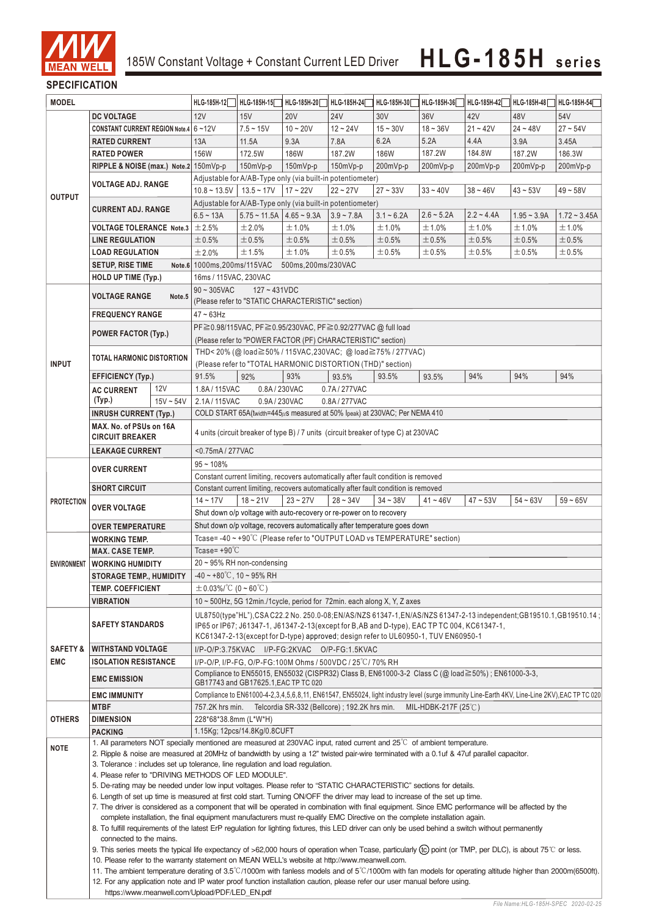# HLG-185H series

185W Constant Voltage + Constant Current LED Driver

## SPECIFICATION

| MODEL | | HLG-185H-12 | HLG-185H-15 | HLG-185H-20 | HLG-185H-24 | HLG-185H-30 | HLG-185H-36 | HLG-185H-42 | HLG-185H-48 | HLG-185H-54 |
|---|---|---|---|---|---|---|---|---|---|---|
| OUTPUT | DC VOLTAGE | 12V | 15V | 20V | 24V | 30V | 36V | 42V | 48V | 54V |
| | CONSTANT CURRENT REGION Note.4 | 6 ~ 12V | 7.5 ~ 15V | 10 ~ 20V | 12 ~ 24V | 15 ~ 30V | 18 ~ 36V | 21 ~ 42V | 24 ~ 48V | 27 ~ 54V |
| | RATED CURRENT | 13A | 11.5A | 9.3A | 7.8A | 6.2A | 5.2A | 4.4A | 3.9A | 3.45A |
| | RATED POWER | 156W | 172.5W | 186W | 187.2W | 186W | 187.2W | 184.8W | 187.2W | 186.3W |
| | RIPPLE & NOISE (max.) Note.2 | 150mVp-p | 150mVp-p | 150mVp-p | 150mVp-p | 200mVp-p | 200mVp-p | 200mVp-p | 200mVp-p | 200mVp-p |
| | VOLTAGE ADJ. RANGE | Adjustable for A/AB-Type only (via built-in potentiometer) | | | | | | | | |
| | | 10.8 ~ 13.5V | 13.5 ~ 17V | 17 ~ 22V | 22 ~ 27V | 27 ~ 33V | 33 ~ 40V | 38 ~ 46V | 43 ~ 53V | 49 ~ 58V |
| | CURRENT ADJ. RANGE | Adjustable for A/AB-Type only (via built-in potentiometer) | | | | | | | | |
| | | 6.5 ~ 13A | 5.75 ~ 11.5A | 4.65 ~ 9.3A | 3.9 ~ 7.8A | 3.1 ~ 6.2A | 2.6 ~ 5.2A | 2.2 ~ 4.4A | 1.95 ~ 3.9A | 1.72 ~ 3.45A |
| | VOLTAGE TOLERANCE Note.3 | ±2.5% | ±2.0% | ±1.0% | ±1.0% | ±1.0% | ±1.0% | ±1.0% | ±1.0% | ±1.0% |
| | LINE REGULATION | ±0.5% | ±0.5% | ±0.5% | ±0.5% | ±0.5% | ±0.5% | ±0.5% | ±0.5% | ±0.5% |
| | LOAD REGULATION | ±2.0% | ±1.5% | ±1.0% | ±0.5% | ±0.5% | ±0.5% | ±0.5% | ±0.5% | ±0.5% |
| | SETUP, RISE TIME Note.6 | 1000ms,200ms/115VAC 500ms,200ms/230VAC | | | | | | | | |
| | HOLD UP TIME (Typ.) | 16ms / 115VAC, 230VAC | | | | | | | | |
| INPUT | VOLTAGE RANGE Note.5 | 90 ~ 305VAC 127 ~ 431VDC (Please refer to "STATIC CHARACTERISTIC" section) | | | | | | | | |
| | FREQUENCY RANGE | 47 ~ 63Hz | | | | | | | | |
| | POWER FACTOR (Typ.) | PF≧0.98/115VAC, PF≧0.95/230VAC, PF≧0.92/277VAC @ full load (Please refer to "POWER FACTOR (PF) CHARACTERISTIC" section) | | | | | | | | |
| | TOTAL HARMONIC DISTORTION | THD< 20% (@ load≧50% / 115VAC,230VAC; @ load≧75% / 277VAC) (Please refer to "TOTAL HARMONIC DISTORTION (THD)" section) | | | | | | | | |
| | EFFICIENCY (Typ.) | 91.5% | 92% | 93% | 93.5% | 93.5% | 93.5% | 94% | 94% | 94% |
| | AC CURRENT (Typ.) 12V | 1.8A / 115VAC 0.8A / 230VAC 0.7A / 277VAC | | | | | | | | |
| | AC CURRENT (Typ.) 15V ~ 54V | 2.1A / 115VAC 0.9A / 230VAC 0.8A / 277VAC | | | | | | | | |
| | INRUSH CURRENT (Typ.) | COLD START 65A(twidth=445μs measured at 50% Ipeak) at 230VAC; Per NEMA 410 | | | | | | | | |
| | MAX. No. of PSUs on 16A CIRCUIT BREAKER | 4 units (circuit breaker of type B) / 7 units (circuit breaker of type C) at 230VAC | | | | | | | | |
| | LEAKAGE CURRENT | <0.75mA / 277VAC | | | | | | | | |
| PROTECTION | OVER CURRENT | 95 ~ 108% | | | | | | | | |
| | | Constant current limiting, recovers automatically after fault condition is removed | | | | | | | | |
| | SHORT CIRCUIT | Constant current limiting, recovers automatically after fault condition is removed | | | | | | | | |
| | OVER VOLTAGE | 14 ~ 17V | 18 ~ 21V | 23 ~ 27V | 28 ~ 34V | 34 ~ 38V | 41 ~ 46V | 47 ~ 53V | 54 ~ 63V | 59 ~ 65V |
| | | Shut down o/p voltage with auto-recovery or re-power on to recovery | | | | | | | | |
| | OVER TEMPERATURE | Shut down o/p voltage, recovers automatically after temperature goes down | | | | | | | | |
| ENVIRONMENT | WORKING TEMP. | Tcase= -40 ~ +90℃ (Please refer to "OUTPUT LOAD vs TEMPERATURE" section) | | | | | | | | |
| | MAX. CASE TEMP. | Tcase= +90℃ | | | | | | | | |
| | WORKING HUMIDITY | 20 ~ 95% RH non-condensing | | | | | | | | |
| | STORAGE TEMP., HUMIDITY | -40 ~ +80℃, 10 ~ 95% RH | | | | | | | | |
| | TEMP. COEFFICIENT | ±0.03%/℃ (0 ~ 60℃) | | | | | | | | |
| | VIBRATION | 10 ~ 500Hz, 5G 12min./1cycle, period for 72min. each along X, Y, Z axes | | | | | | | | |
| SAFETY & EMC | SAFETY STANDARDS | UL8750(type"HL"),CSA C22.2 No. 250.0-08;EN/AS/NZS 61347-1,EN/AS/NZS 61347-2-13 independent;GB19510.1,GB19510.14 ; IP65 or IP67; J61347-1, J61347-2-13(except for B,AB and D-type), EAC TP TC 004, KC61347-1, KC61347-2-13(except for D-type) approved; design refer to UL60950-1, TUV EN60950-1 | | | | | | | | |
| | WITHSTAND VOLTAGE | I/P-O/P:3.75KVAC I/P-FG:2KVAC O/P-FG:1.5KVAC | | | | | | | | |
| | ISOLATION RESISTANCE | I/P-O/P, I/P-FG, O/P-FG:100M Ohms / 500VDC / 25℃/ 70% RH | | | | | | | | |
| | EMC EMISSION | Compliance to EN55015, EN55032 (CISPR32) Class B, EN61000-3-2 Class C (@ load≧50%) ; EN61000-3-3, GB17743 and GB17625.1,EAC TP TC 020 | | | | | | | | |
| | EMC IMMUNITY | Compliance to EN61000-4-2,3,4,5,6,8,11, EN61547, EN55024, light industry level (surge immunity Line-Earth 4KV, Line-Line 2KV),EAC TP TC 020 | | | | | | | | |
| OTHERS | MTBF | 757.2K hrs min. Telcordia SR-332 (Bellcore) ; 192.2K hrs min. MIL-HDBK-217F (25℃) | | | | | | | | |
| | DIMENSION | 228*68*38.8mm (L*W*H) | | | | | | | | |
| | PACKING | 1.15Kg; 12pcs/14.8Kg/0.8CUFT | | | | | | | | |

**NOTE**

1. All parameters NOT specially mentioned are measured at 230VAC input, rated current and 25℃ of ambient temperature.
2. Ripple & noise are measured at 20MHz of bandwidth by using a 12" twisted pair-wire terminated with a 0.1uf & 47uf parallel capacitor.
3. Tolerance : includes set up tolerance, line regulation and load regulation.
4. Please refer to "DRIVING METHODS OF LED MODULE".
5. De-rating may be needed under low input voltages. Please refer to "STATIC CHARACTERISTIC" sections for details.
6. Length of set up time is measured at first cold start. Turning ON/OFF the driver may lead to increase of the set up time.
7. The driver is considered as a component that will be operated in combination with final equipment. Since EMC performance will be affected by the complete installation, the final equipment manufacturers must re-qualify EMC Directive on the complete installation again.
8. To fulfill requirements of the latest ErP regulation for lighting fixtures, this LED driver can only be used behind a switch without permanently connected to the mains.
9. This series meets the typical life expectancy of >62,000 hours of operation when Tcase, particularly (tc) point (or TMP, per DLC), is about 75℃ or less.
10. Please refer to the warranty statement on MEAN WELL's website at http://www.meanwell.com.
11. The ambient temperature derating of 3.5℃/1000m with fanless models and of 5℃/1000m with fan models for operating altitude higher than 2000m(6500ft).
12. For any application note and IP water proof function installation caution, please refer our user manual before using. https://www.meanwell.com/Upload/PDF/LED_EN.pdf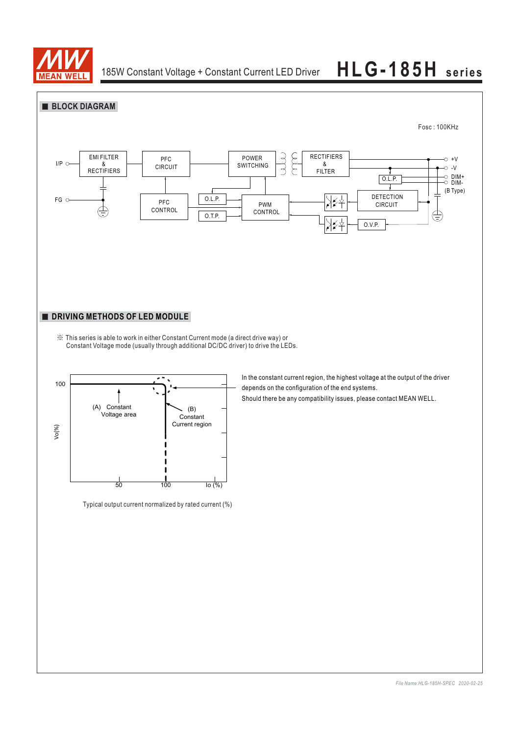## ■ BLOCK DIAGRAM

Fosc : 100KHz

I/P, FG, EMI FILTER & RECTIFIERS, PFC CIRCUIT, PFC CONTROL, O.L.P., O.T.P., POWER SWITCHING, PWM CONTROL, RECTIFIERS & FILTER, O.L.P., DETECTION CIRCUIT, O.V.P., +V, -V, DIM+, DIM- (B Type)

## ■ DRIVING METHODS OF LED MODULE

※ This series is able to work in either Constant Current mode (a direct drive way) or Constant Voltage mode (usually through additional DC/DC driver) to drive the LEDs.

Vo(%): 100; Io (%): 50, 100

(A) Constant Voltage area

(B) Constant Current region

Typical output current normalized by rated current (%)

In the constant current region, the highest voltage at the output of the driver depends on the configuration of the end systems.

Should there be any compatibility issues, please contact MEAN WELL.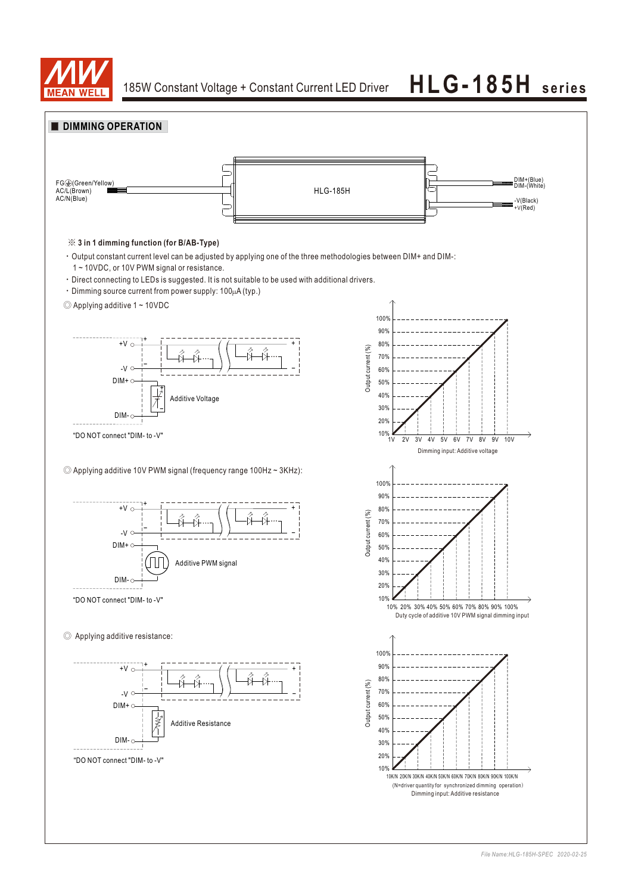## ■ DIMMING OPERATION

FG⏚(Green/Yellow)
AC/L(Brown)
AC/N(Blue)

HLG-185H

DIM+(Blue)
DIM-(White)

-V(Black)
+V(Red)

※ **3 in 1 dimming function (for B/AB-Type)**

- Output constant current level can be adjusted by applying one of the three methodologies between DIM+ and DIM-: 1 ~ 10VDC, or 10V PWM signal or resistance.
- Direct connecting to LEDs is suggested. It is not suitable to be used with additional drivers.
- Dimming source current from power supply: 100μA (typ.)

◎ Applying additive 1 ~ 10VDC

+V, -V, DIM+, DIM-
Additive Voltage

"DO NOT connect "DIM- to -V"

Output current (%): 10% – 100%
1V 2V 3V 4V 5V 6V 7V 8V 9V 10V
Dimming input: Additive voltage

◎ Applying additive 10V PWM signal (frequency range 100Hz ~ 3KHz):

+V, -V, DIM+, DIM-
Additive PWM signal

"DO NOT connect "DIM- to -V"

Output current (%): 10% – 100%
10% 20% 30% 40% 50% 60% 70% 80% 90% 100%
Duty cycle of additive 10V PWM signal dimming input

◎ Applying additive resistance:

+V, -V, DIM+, DIM-
Additive Resistance

"DO NOT connect "DIM- to -V"

Output current (%): 10% – 100%
10K/N 20K/N 30K/N 40K/N 50K/N 60K/N 70K/N 80K/N 90K/N 100K/N
(N=driver quantity for synchronized dimming operation)
Dimming input: Additive resistance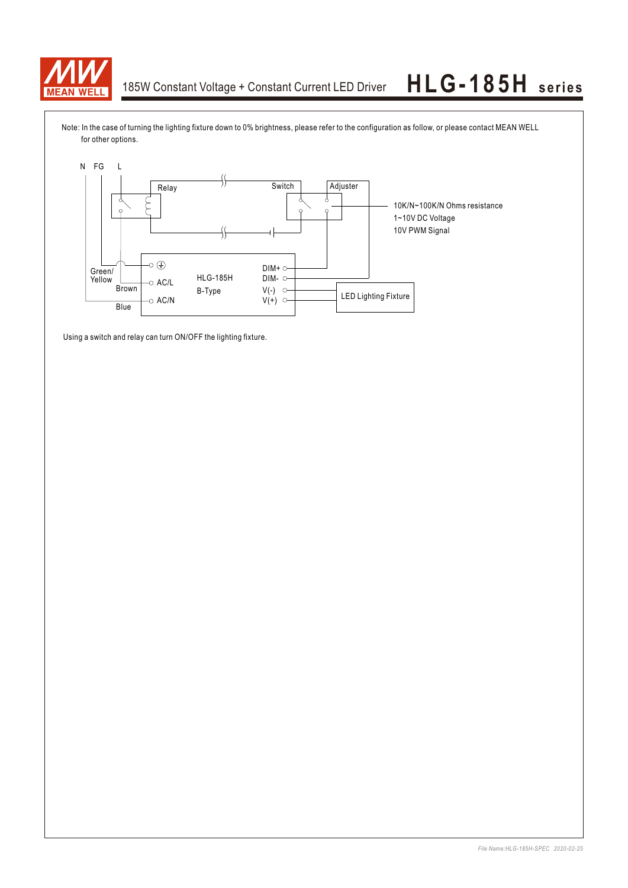Note: In the case of turning the lighting fixture down to 0% brightness, please refer to the configuration as follow, or please contact MEAN WELL for other options.

N FG L

Relay

Switch

Adjuster

10K/N~100K/N Ohms resistance
1~10V DC Voltage
10V PWM Signal

Green/ Yellow

Brown

Blue

AC/L

AC/N

HLG-185H
B-Type

DIM+
DIM-
V(-)
V(+)

LED Lighting Fixture

Using a switch and relay can turn ON/OFF the lighting fixture.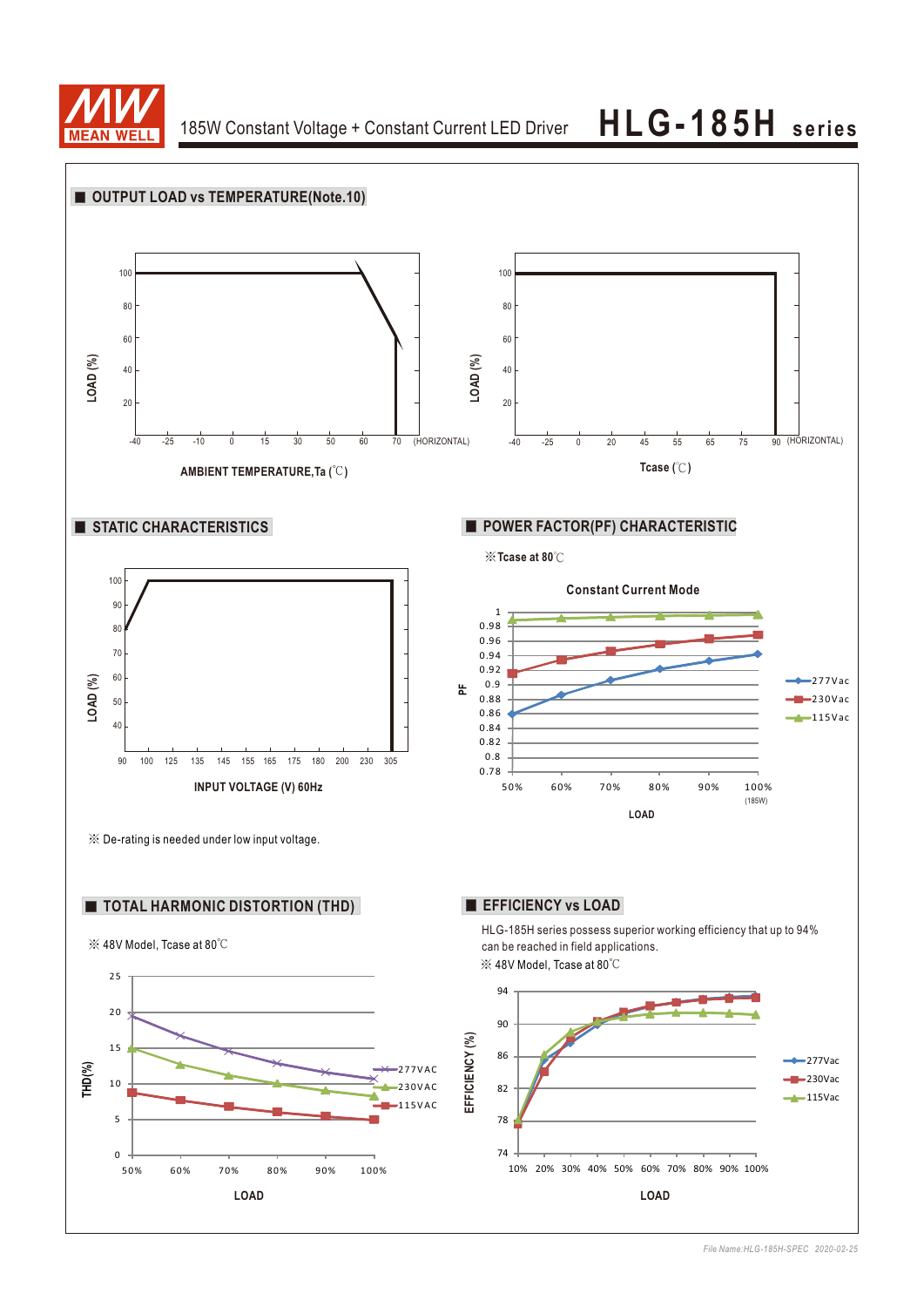## ■ OUTPUT LOAD vs TEMPERATURE(Note.10)

LOAD (%)

100, 80, 60, 40, 20

-40 -25 -10 0 15 30 50 60 70 (HORIZONTAL)

**AMBIENT TEMPERATURE,Ta (℃)**

LOAD (%)

100, 80, 60, 40, 20

-40 -25 0 20 45 55 65 75 90 (HORIZONTAL)

**Tcase (℃)**

## ■ STATIC CHARACTERISTICS

LOAD (%)

100, 90, 80, 70, 60, 50, 40

90 100 125 135 145 155 165 175 180 200 230 305

**INPUT VOLTAGE (V) 60Hz**

※ De-rating is needed under low input voltage.

## ■ POWER FACTOR(PF) CHARACTERISTIC

**※Tcase at 80℃**

**Constant Current Mode**

PF

1, 0.98, 0.96, 0.94, 0.92, 0.9, 0.88, 0.86, 0.84, 0.82, 0.8, 0.78

50% 60% 70% 80% 90% 100% (185W)

**LOAD**

277Vac, 230Vac, 115Vac

## ■ TOTAL HARMONIC DISTORTION (THD)

※ 48V Model, Tcase at 80℃

THD(%)

25, 20, 15, 10, 5, 0

50% 60% 70% 80% 90% 100%

**LOAD**

277VAC, 230VAC, 115VAC

## ■ EFFICIENCY vs LOAD

HLG-185H series possess superior working efficiency that up to 94% can be reached in field applications.

※ 48V Model, Tcase at 80℃

EFFICIENCY (%)

94, 90, 86, 82, 78, 74

10% 20% 30% 40% 50% 60% 70% 80% 90% 100%

**LOAD**

277Vac, 230Vac, 115Vac

*File Name:HLG-185H-SPEC 2020-02-25*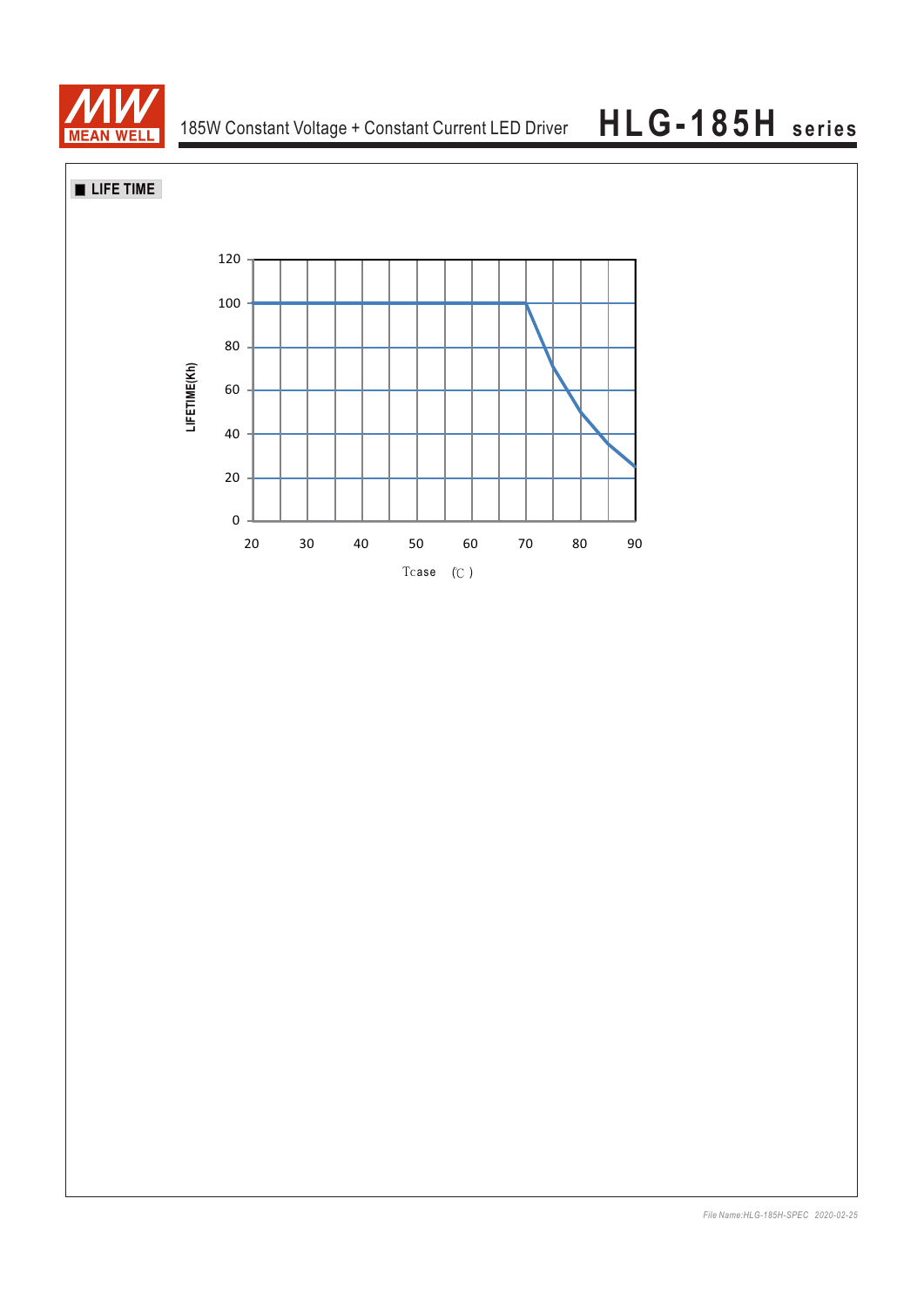## LIFE TIME

LIFETIME(Kh)

120

100

80

60

40

20

0

20 30 40 50 60 70 80 90

Tcase (℃)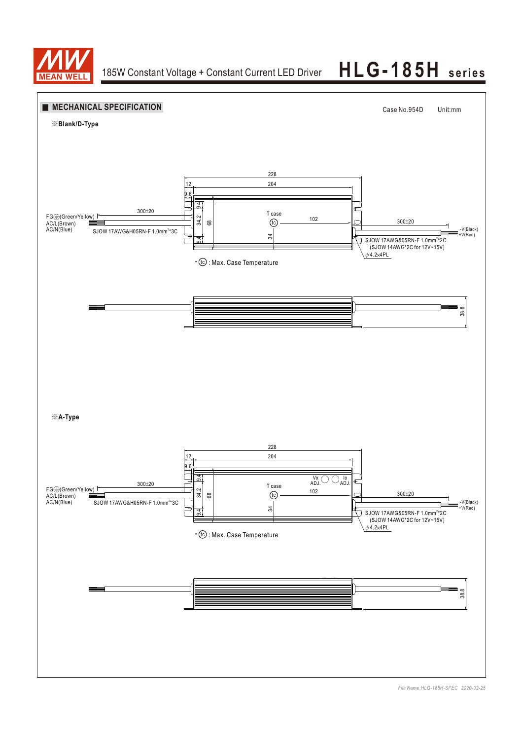## ■ MECHANICAL SPECIFICATION

Case No.954D　　Unit:mm

※**Blank/D-Type**

228
12　204
9.6
9.4
34.2　68
9.4
FG⏚(Green/Yellow)
AC/L(Brown)
AC/N(Blue)
300±20
SJOW 17AWG&H05RN-F 1.0mm²*3C
T case
tc
102
34
300±20
-V(Black)
+V(Red)
SJOW 17AWG&05RN-F 1.0mm²*2C
(SJOW 14AWG*2C for 12V~15V)
ϕ4.2x4PL

• tc : Max. Case Temperature

38.8

※**A-Type**

228
12　204
9.6
9.4
34.2　68
9.4
FG⏚(Green/Yellow)
AC/L(Brown)
AC/N(Blue)
300±20
SJOW 17AWG&H05RN-F 1.0mm²*3C
Vo ADJ.　Io ADJ.
T case
tc
102
34
300±20
-V(Black)
+V(Red)
SJOW 17AWG&05RN-F 1.0mm²*2C
(SJOW 14AWG*2C for 12V~15V)
ϕ4.2x4PL

• tc : Max. Case Temperature

38.8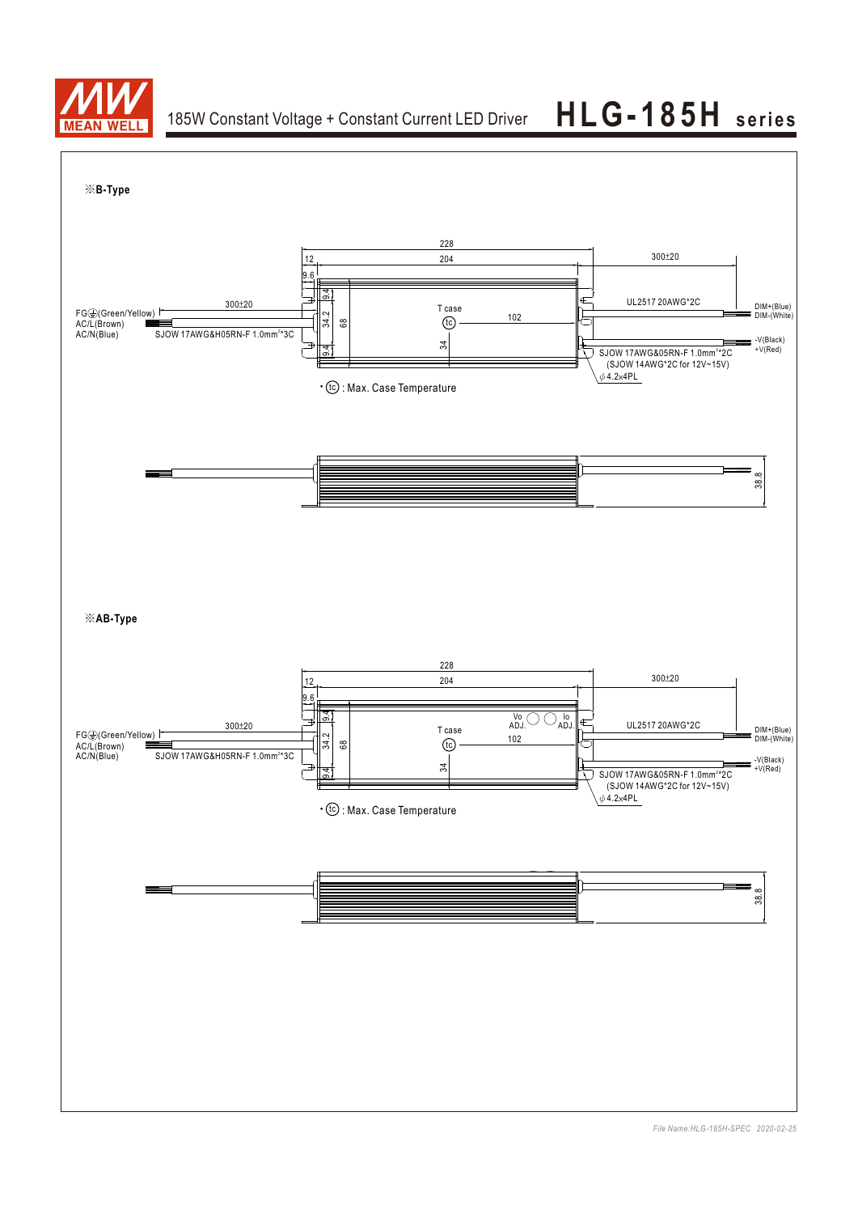※B-Type

228

12 204 300±20

9.6

FG⏚(Green/Yellow) 300±20

AC/L(Brown)

AC/N(Blue) SJOW 17AWG&H05RN-F 1.0mm²*3C

9.4 34.2 68 9.4

T case

tc 102

34

UL2517 20AWG*2C

DIM+(Blue)

DIM-(White)

-V(Black)

+V(Red)

SJOW 17AWG&05RN-F 1.0mm²*2C

(SJOW 14AWG*2C for 12V~15V)

φ4.2x4PL

• tc : Max. Case Temperature

38.8

※AB-Type

228

12 204 300±20

9.6

FG⏚(Green/Yellow) 300±20

AC/L(Brown)

AC/N(Blue) SJOW 17AWG&H05RN-F 1.0mm²*3C

9.4 34.2 68 9.4

Vo ADJ. Io ADJ.

T case

tc 102

34

UL2517 20AWG*2C

DIM+(Blue)

DIM-(White)

-V(Black)

+V(Red)

SJOW 17AWG&05RN-F 1.0mm²*2C

(SJOW 14AWG*2C for 12V~15V)

φ4.2x4PL

• tc : Max. Case Temperature

38.8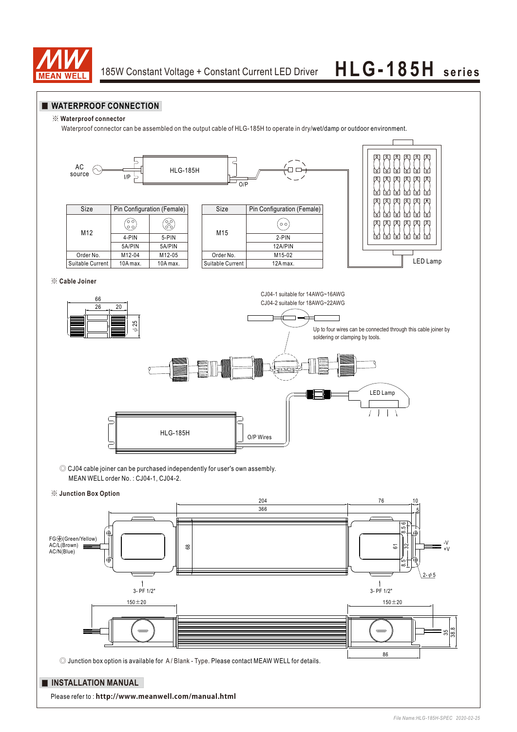## WATERPROOF CONNECTION

※ **Waterproof connector**

Waterproof connector can be assembled on the output cable of HLG-185H to operate in dry/wet/damp or outdoor environment.

AC source

I/P

HLG-185H

O/P

LED Lamp

| Size | Pin Configuration (Female) | |
|---|---|---|
| M12 | 4-PIN | 5-PIN |
| | 5A/PIN | 5A/PIN |
| Order No. | M12-04 | M12-05 |
| Suitable Current | 10A max. | 10A max. |

| Size | Pin Configuration (Female) |
|---|---|
| M15 | 2-PIN |
| | 12A/PIN |
| Order No. | M15-02 |
| Suitable Current | 12A max. |

※ **Cable Joiner**

66

26

20

φ25

CJ04-1 suitable for 14AWG~16AWG

CJ04-2 suitable for 18AWG~22AWG

Up to four wires can be connected through this cable joiner by soldering or clamping by tools.

LED Lamp

HLG-185H

O/P Wires

◎ CJ04 cable joiner can be purchased independently for user's own assembly.
MEAN WELL order No. : CJ04-1, CJ04-2.

※ **Junction Box Option**

204

366

76

10

5

FG⏚(Green/Yellow)

AC/L(Brown)

AC/N(Blue)

68

61

32

8.5

8.5

6

-V

+V

2-φ5

3- PF 1/2"

3- PF 1/2"

150±20

150±20

35

38.8

86

◎ Junction box option is available for A / Blank - Type. Please contact MEAW WELL for details.

## INSTALLATION MANUAL

Please refer to : **http://www.meanwell.com/manual.html**